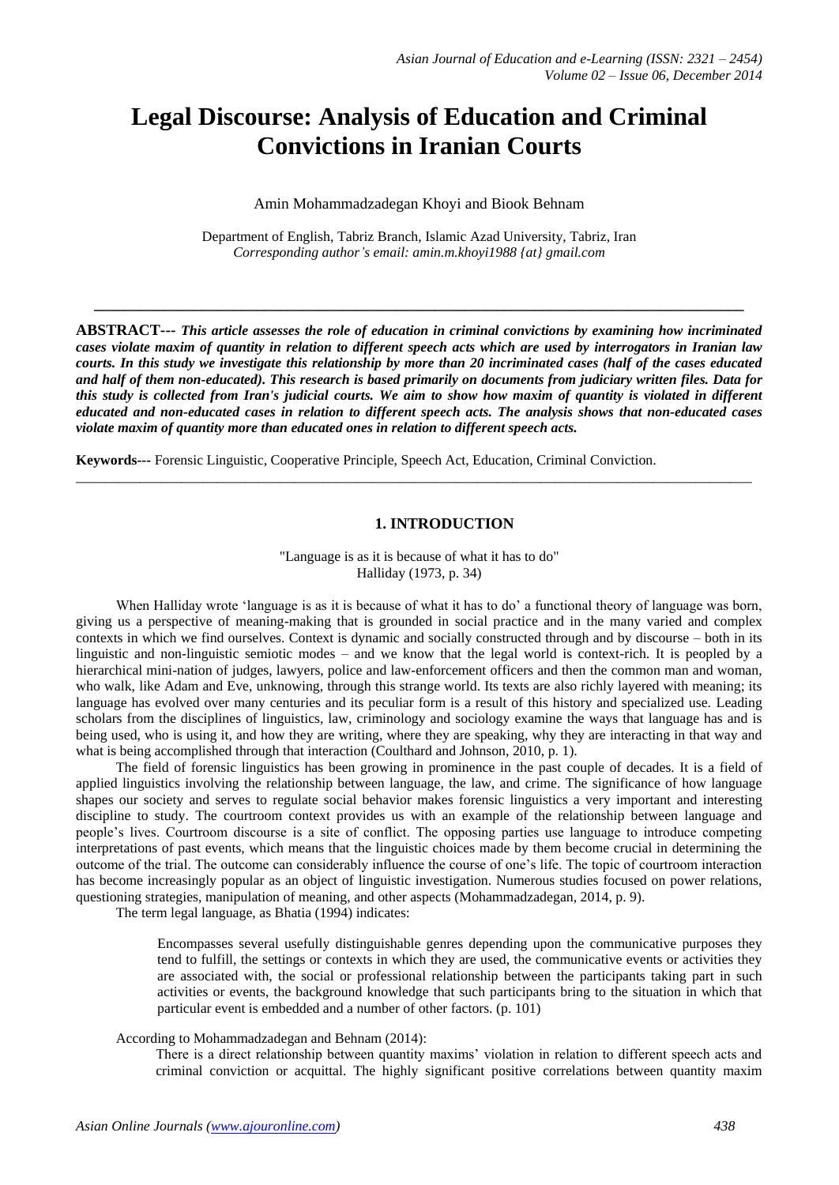# Legal Discourse: Analysis of Education and Criminal Convictions in Iranian Courts

Amin Mohammadzadegan Khoyi and Biook Behnam

Department of English, Tabriz Branch, Islamic Azad University, Tabriz, Iran
*Corresponding author's email: amin.m.khoyi1988 {at} gmail.com*

---

**ABSTRACT---** ***This article assesses the role of education in criminal convictions by examining how incriminated cases violate maxim of quantity in relation to different speech acts which are used by interrogators in Iranian law courts. In this study we investigate this relationship by more than 20 incriminated cases (half of the cases educated and half of them non-educated). This research is based primarily on documents from judiciary written files. Data for this study is collected from Iran's judicial courts. We aim to show how maxim of quantity is violated in different educated and non-educated cases in relation to different speech acts. The analysis shows that non-educated cases violate maxim of quantity more than educated ones in relation to different speech acts.***

**Keywords---** Forensic Linguistic, Cooperative Principle, Speech Act, Education, Criminal Conviction.

---

## 1. INTRODUCTION

"Language is as it is because of what it has to do"
Halliday (1973, p. 34)

When Halliday wrote 'language is as it is because of what it has to do' a functional theory of language was born, giving us a perspective of meaning-making that is grounded in social practice and in the many varied and complex contexts in which we find ourselves. Context is dynamic and socially constructed through and by discourse – both in its linguistic and non-linguistic semiotic modes – and we know that the legal world is context-rich. It is peopled by a hierarchical mini-nation of judges, lawyers, police and law-enforcement officers and then the common man and woman, who walk, like Adam and Eve, unknowing, through this strange world. Its texts are also richly layered with meaning; its language has evolved over many centuries and its peculiar form is a result of this history and specialized use. Leading scholars from the disciplines of linguistics, law, criminology and sociology examine the ways that language has and is being used, who is using it, and how they are writing, where they are speaking, why they are interacting in that way and what is being accomplished through that interaction (Coulthard and Johnson, 2010, p. 1).

The field of forensic linguistics has been growing in prominence in the past couple of decades. It is a field of applied linguistics involving the relationship between language, the law, and crime. The significance of how language shapes our society and serves to regulate social behavior makes forensic linguistics a very important and interesting discipline to study. The courtroom context provides us with an example of the relationship between language and people's lives. Courtroom discourse is a site of conflict. The opposing parties use language to introduce competing interpretations of past events, which means that the linguistic choices made by them become crucial in determining the outcome of the trial. The outcome can considerably influence the course of one's life. The topic of courtroom interaction has become increasingly popular as an object of linguistic investigation. Numerous studies focused on power relations, questioning strategies, manipulation of meaning, and other aspects (Mohammadzadegan, 2014, p. 9).

The term legal language, as Bhatia (1994) indicates:

> Encompasses several usefully distinguishable genres depending upon the communicative purposes they tend to fulfill, the settings or contexts in which they are used, the communicative events or activities they are associated with, the social or professional relationship between the participants taking part in such activities or events, the background knowledge that such participants bring to the situation in which that particular event is embedded and a number of other factors. (p. 101)

According to Mohammadzadegan and Behnam (2014):

> There is a direct relationship between quantity maxims' violation in relation to different speech acts and criminal conviction or acquittal. The highly significant positive correlations between quantity maxim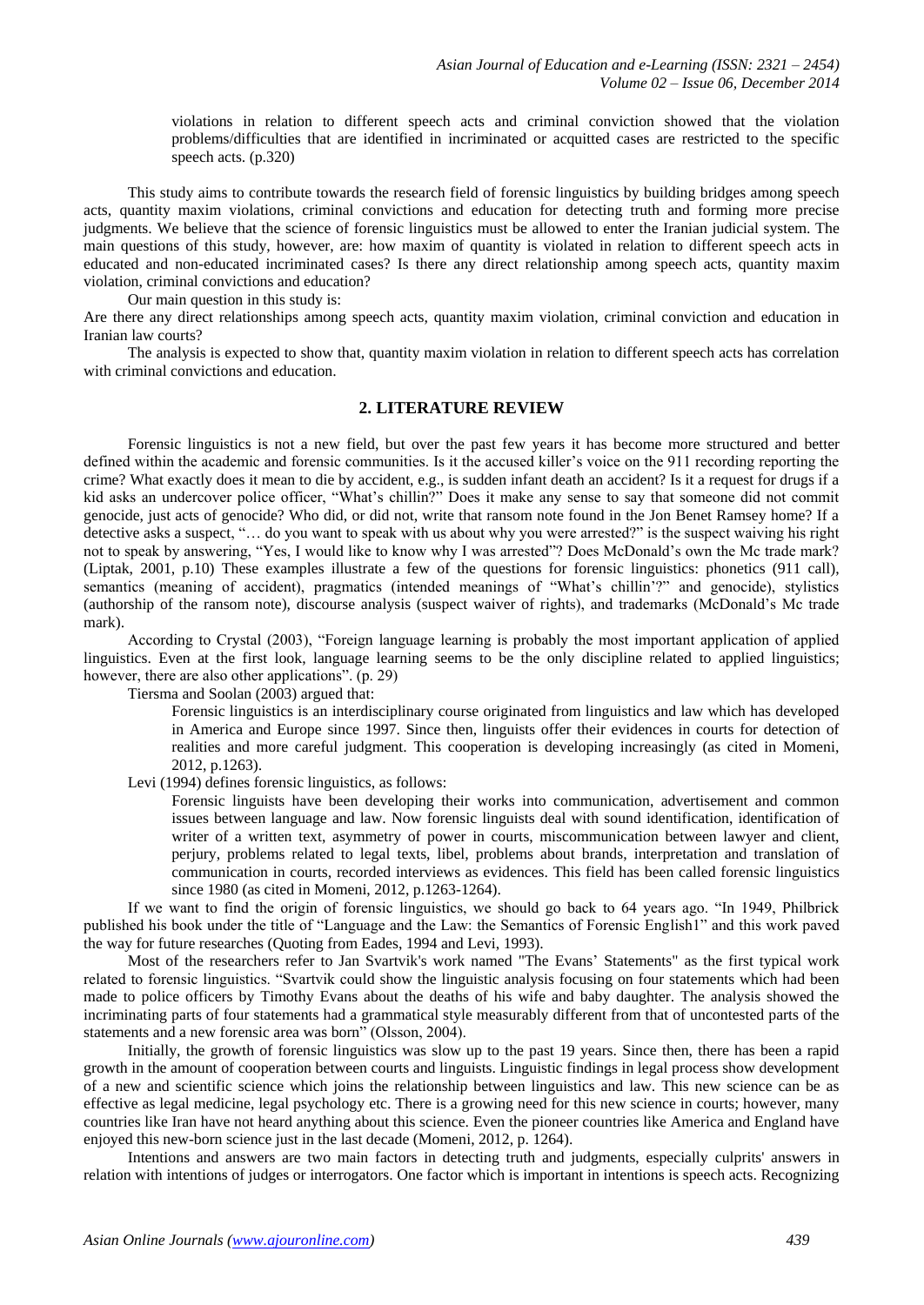> violations in relation to different speech acts and criminal conviction showed that the violation problems/difficulties that are identified in incriminated or acquitted cases are restricted to the specific speech acts. (p.320)

This study aims to contribute towards the research field of forensic linguistics by building bridges among speech acts, quantity maxim violations, criminal convictions and education for detecting truth and forming more precise judgments. We believe that the science of forensic linguistics must be allowed to enter the Iranian judicial system. The main questions of this study, however, are: how maxim of quantity is violated in relation to different speech acts in educated and non-educated incriminated cases? Is there any direct relationship among speech acts, quantity maxim violation, criminal convictions and education?

Our main question in this study is:

Are there any direct relationships among speech acts, quantity maxim violation, criminal conviction and education in Iranian law courts?

The analysis is expected to show that, quantity maxim violation in relation to different speech acts has correlation with criminal convictions and education.

## 2. LITERATURE REVIEW

Forensic linguistics is not a new field, but over the past few years it has become more structured and better defined within the academic and forensic communities. Is it the accused killer's voice on the 911 recording reporting the crime? What exactly does it mean to die by accident, e.g., is sudden infant death an accident? Is it a request for drugs if a kid asks an undercover police officer, "What's chillin?" Does it make any sense to say that someone did not commit genocide, just acts of genocide? Who did, or did not, write that ransom note found in the Jon Benet Ramsey home? If a detective asks a suspect, "… do you want to speak with us about why you were arrested?" is the suspect waiving his right not to speak by answering, "Yes, I would like to know why I was arrested"? Does McDonald's own the Mc trade mark? (Liptak, 2001, p.10) These examples illustrate a few of the questions for forensic linguistics: phonetics (911 call), semantics (meaning of accident), pragmatics (intended meanings of "What's chillin'?" and genocide), stylistics (authorship of the ransom note), discourse analysis (suspect waiver of rights), and trademarks (McDonald's Mc trade mark).

According to Crystal (2003), "Foreign language learning is probably the most important application of applied linguistics. Even at the first look, language learning seems to be the only discipline related to applied linguistics; however, there are also other applications". (p. 29)

Tiersma and Soolan (2003) argued that:

> Forensic linguistics is an interdisciplinary course originated from linguistics and law which has developed in America and Europe since 1997. Since then, linguists offer their evidences in courts for detection of realities and more careful judgment. This cooperation is developing increasingly (as cited in Momeni, 2012, p.1263).

Levi (1994) defines forensic linguistics, as follows:

> Forensic linguists have been developing their works into communication, advertisement and common issues between language and law. Now forensic linguists deal with sound identification, identification of writer of a written text, asymmetry of power in courts, miscommunication between lawyer and client, perjury, problems related to legal texts, libel, problems about brands, interpretation and translation of communication in courts, recorded interviews as evidences. This field has been called forensic linguistics since 1980 (as cited in Momeni, 2012, p.1263-1264).

If we want to find the origin of forensic linguistics, we should go back to 64 years ago. "In 1949, Philbrick published his book under the title of "Language and the Law: the Semantics of Forensic English1" and this work paved the way for future researches (Quoting from Eades, 1994 and Levi, 1993).

Most of the researchers refer to Jan Svartvik's work named "The Evans' Statements" as the first typical work related to forensic linguistics. "Svartvik could show the linguistic analysis focusing on four statements which had been made to police officers by Timothy Evans about the deaths of his wife and baby daughter. The analysis showed the incriminating parts of four statements had a grammatical style measurably different from that of uncontested parts of the statements and a new forensic area was born" (Olsson, 2004).

Initially, the growth of forensic linguistics was slow up to the past 19 years. Since then, there has been a rapid growth in the amount of cooperation between courts and linguists. Linguistic findings in legal process show development of a new and scientific science which joins the relationship between linguistics and law. This new science can be as effective as legal medicine, legal psychology etc. There is a growing need for this new science in courts; however, many countries like Iran have not heard anything about this science. Even the pioneer countries like America and England have enjoyed this new-born science just in the last decade (Momeni, 2012, p. 1264).

Intentions and answers are two main factors in detecting truth and judgments, especially culprits' answers in relation with intentions of judges or interrogators. One factor which is important in intentions is speech acts. Recognizing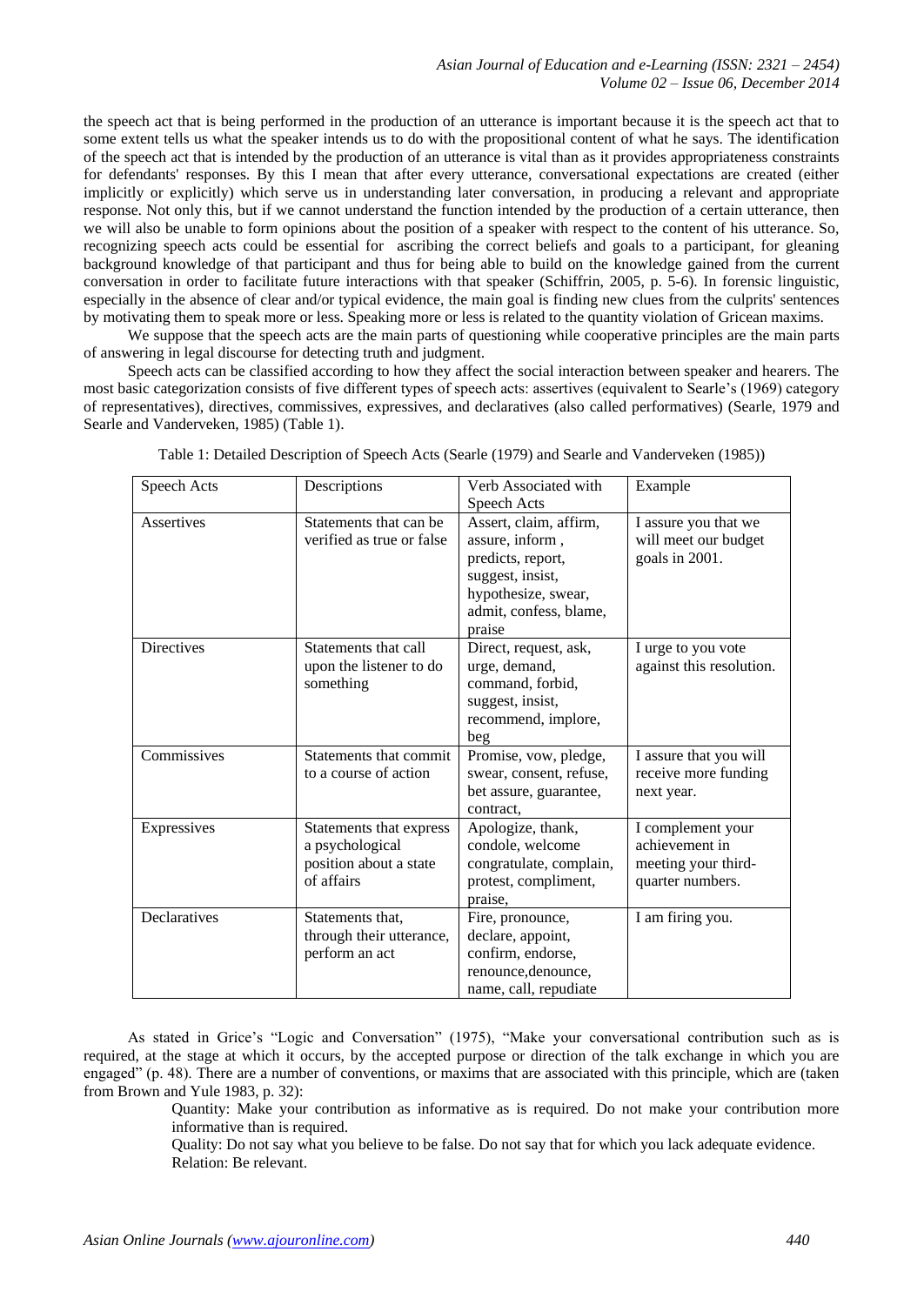the speech act that is being performed in the production of an utterance is important because it is the speech act that to some extent tells us what the speaker intends us to do with the propositional content of what he says. The identification of the speech act that is intended by the production of an utterance is vital than as it provides appropriateness constraints for defendants' responses. By this I mean that after every utterance, conversational expectations are created (either implicitly or explicitly) which serve us in understanding later conversation, in producing a relevant and appropriate response. Not only this, but if we cannot understand the function intended by the production of a certain utterance, then we will also be unable to form opinions about the position of a speaker with respect to the content of his utterance. So, recognizing speech acts could be essential for ascribing the correct beliefs and goals to a participant, for gleaning background knowledge of that participant and thus for being able to build on the knowledge gained from the current conversation in order to facilitate future interactions with that speaker (Schiffrin, 2005, p. 5-6). In forensic linguistic, especially in the absence of clear and/or typical evidence, the main goal is finding new clues from the culprits' sentences by motivating them to speak more or less. Speaking more or less is related to the quantity violation of Gricean maxims.

We suppose that the speech acts are the main parts of questioning while cooperative principles are the main parts of answering in legal discourse for detecting truth and judgment.

Speech acts can be classified according to how they affect the social interaction between speaker and hearers. The most basic categorization consists of five different types of speech acts: assertives (equivalent to Searle's (1969) category of representatives), directives, commissives, expressives, and declaratives (also called performatives) (Searle, 1979 and Searle and Vanderveken, 1985) (Table 1).

Table 1: Detailed Description of Speech Acts (Searle (1979) and Searle and Vanderveken (1985))

| Speech Acts | Descriptions | Verb Associated with Speech Acts | Example |
|---|---|---|---|
| Assertives | Statements that can be verified as true or false | Assert, claim, affirm, assure, inform , predicts, report, suggest, insist, hypothesize, swear, admit, confess, blame, praise | I assure you that we will meet our budget goals in 2001. |
| Directives | Statements that call upon the listener to do something | Direct, request, ask, urge, demand, command, forbid, suggest, insist, recommend, implore, beg | I urge to you vote against this resolution. |
| Commissives | Statements that commit to a course of action | Promise, vow, pledge, swear, consent, refuse, bet assure, guarantee, contract, | I assure that you will receive more funding next year. |
| Expressives | Statements that express a psychological position about a state of affairs | Apologize, thank, condole, welcome congratulate, complain, protest, compliment, praise, | I complement your achievement in meeting your third-quarter numbers. |
| Declaratives | Statements that, through their utterance, perform an act | Fire, pronounce, declare, appoint, confirm, endorse, renounce,denounce, name, call, repudiate | I am firing you. |

As stated in Grice's "Logic and Conversation" (1975), "Make your conversational contribution such as is required, at the stage at which it occurs, by the accepted purpose or direction of the talk exchange in which you are engaged" (p. 48). There are a number of conventions, or maxims that are associated with this principle, which are (taken from Brown and Yule 1983, p. 32):

> Quantity: Make your contribution as informative as is required. Do not make your contribution more informative than is required.
> Quality: Do not say what you believe to be false. Do not say that for which you lack adequate evidence.
> Relation: Be relevant.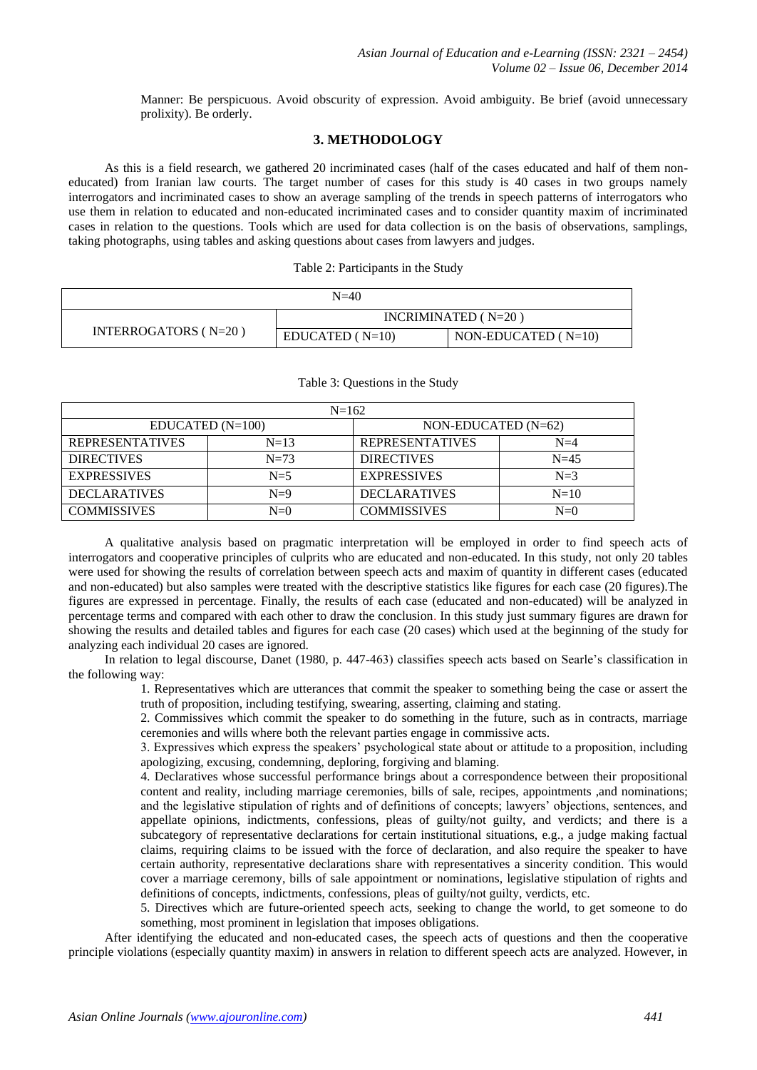Manner: Be perspicuous. Avoid obscurity of expression. Avoid ambiguity. Be brief (avoid unnecessary prolixity). Be orderly.

## 3. METHODOLOGY

As this is a field research, we gathered 20 incriminated cases (half of the cases educated and half of them non-educated) from Iranian law courts. The target number of cases for this study is 40 cases in two groups namely interrogators and incriminated cases to show an average sampling of the trends in speech patterns of interrogators who use them in relation to educated and non-educated incriminated cases and to consider quantity maxim of incriminated cases in relation to the questions. Tools which are used for data collection is on the basis of observations, samplings, taking photographs, using tables and asking questions about cases from lawyers and judges.

Table 2: Participants in the Study

| N=40 | | |
|---|---|---|
| INTERROGATORS ( N=20 ) | INCRIMINATED ( N=20 ) | |
| | EDUCATED ( N=10) | NON-EDUCATED ( N=10) |

Table 3: Questions in the Study

| N=162 | | | |
|---|---|---|---|
| EDUCATED (N=100) | | NON-EDUCATED (N=62) | |
| REPRESENTATIVES | N=13 | REPRESENTATIVES | N=4 |
| DIRECTIVES | N=73 | DIRECTIVES | N=45 |
| EXPRESSIVES | N=5 | EXPRESSIVES | N=3 |
| DECLARATIVES | N=9 | DECLARATIVES | N=10 |
| COMMISSIVES | N=0 | COMMISSIVES | N=0 |

A qualitative analysis based on pragmatic interpretation will be employed in order to find speech acts of interrogators and cooperative principles of culprits who are educated and non-educated. In this study, not only 20 tables were used for showing the results of correlation between speech acts and maxim of quantity in different cases (educated and non-educated) but also samples were treated with the descriptive statistics like figures for each case (20 figures).The figures are expressed in percentage. Finally, the results of each case (educated and non-educated) will be analyzed in percentage terms and compared with each other to draw the conclusion. In this study just summary figures are drawn for showing the results and detailed tables and figures for each case (20 cases) which used at the beginning of the study for analyzing each individual 20 cases are ignored.

In relation to legal discourse, Danet (1980, p. 447-463) classifies speech acts based on Searle's classification in the following way:

1. Representatives which are utterances that commit the speaker to something being the case or assert the truth of proposition, including testifying, swearing, asserting, claiming and stating.
2. Commissives which commit the speaker to do something in the future, such as in contracts, marriage ceremonies and wills where both the relevant parties engage in commissive acts.
3. Expressives which express the speakers' psychological state about or attitude to a proposition, including apologizing, excusing, condemning, deploring, forgiving and blaming.
4. Declaratives whose successful performance brings about a correspondence between their propositional content and reality, including marriage ceremonies, bills of sale, recipes, appointments ,and nominations; and the legislative stipulation of rights and of definitions of concepts; lawyers' objections, sentences, and appellate opinions, indictments, confessions, pleas of guilty/not guilty, and verdicts; and there is a subcategory of representative declarations for certain institutional situations, e.g., a judge making factual claims, requiring claims to be issued with the force of declaration, and also require the speaker to have certain authority, representative declarations share with representatives a sincerity condition. This would cover a marriage ceremony, bills of sale appointment or nominations, legislative stipulation of rights and definitions of concepts, indictments, confessions, pleas of guilty/not guilty, verdicts, etc.
5. Directives which are future-oriented speech acts, seeking to change the world, to get someone to do something, most prominent in legislation that imposes obligations.

After identifying the educated and non-educated cases, the speech acts of questions and then the cooperative principle violations (especially quantity maxim) in answers in relation to different speech acts are analyzed. However, in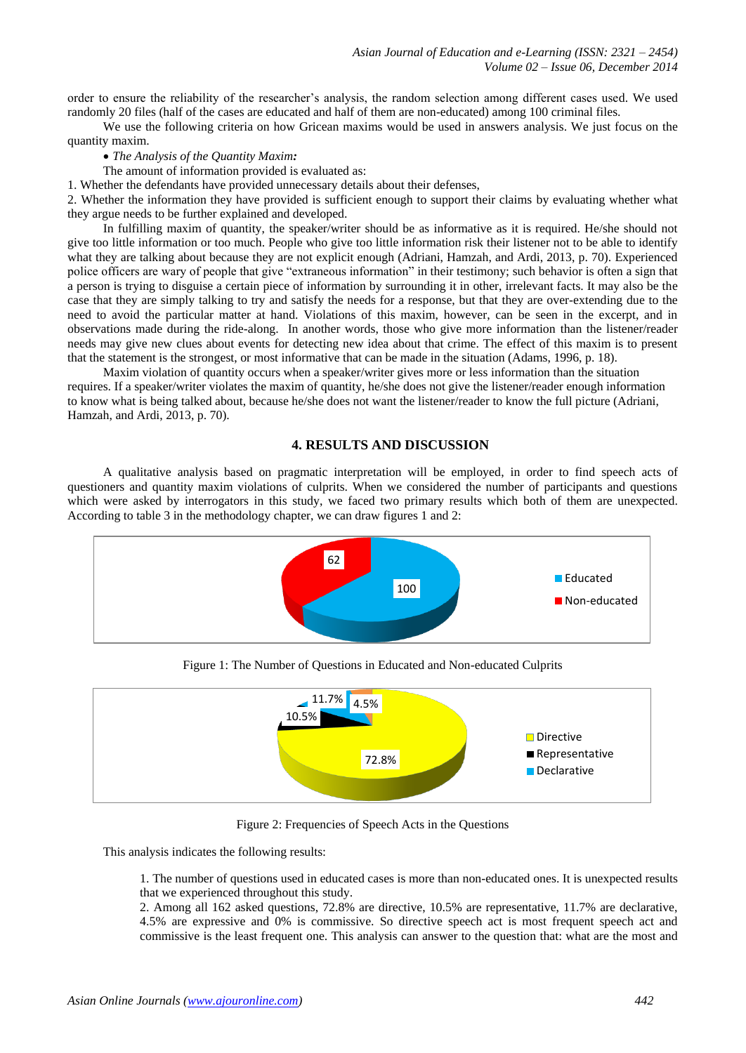order to ensure the reliability of the researcher's analysis, the random selection among different cases used. We used randomly 20 files (half of the cases are educated and half of them are non-educated) among 100 criminal files.

We use the following criteria on how Gricean maxims would be used in answers analysis. We just focus on the quantity maxim.

- *The Analysis of the Quantity Maxim:*

The amount of information provided is evaluated as:

1. Whether the defendants have provided unnecessary details about their defenses,
2. Whether the information they have provided is sufficient enough to support their claims by evaluating whether what they argue needs to be further explained and developed.

In fulfilling maxim of quantity, the speaker/writer should be as informative as it is required. He/she should not give too little information or too much. People who give too little information risk their listener not to be able to identify what they are talking about because they are not explicit enough (Adriani, Hamzah, and Ardi, 2013, p. 70). Experienced police officers are wary of people that give "extraneous information" in their testimony; such behavior is often a sign that a person is trying to disguise a certain piece of information by surrounding it in other, irrelevant facts. It may also be the case that they are simply talking to try and satisfy the needs for a response, but that they are over-extending due to the need to avoid the particular matter at hand. Violations of this maxim, however, can be seen in the excerpt, and in observations made during the ride-along. In another words, those who give more information than the listener/reader needs may give new clues about events for detecting new idea about that crime. The effect of this maxim is to present that the statement is the strongest, or most informative that can be made in the situation (Adams, 1996, p. 18).

Maxim violation of quantity occurs when a speaker/writer gives more or less information than the situation requires. If a speaker/writer violates the maxim of quantity, he/she does not give the listener/reader enough information to know what is being talked about, because he/she does not want the listener/reader to know the full picture (Adriani, Hamzah, and Ardi, 2013, p. 70).

## 4. RESULTS AND DISCUSSION

A qualitative analysis based on pragmatic interpretation will be employed, in order to find speech acts of questioners and quantity maxim violations of culprits. When we considered the number of participants and questions which were asked by interrogators in this study, we faced two primary results which both of them are unexpected. According to table 3 in the methodology chapter, we can draw figures 1 and 2:

Figure 1: The Number of Questions in Educated and Non-educated Culprits

Figure 2: Frequencies of Speech Acts in the Questions

This analysis indicates the following results:

1. The number of questions used in educated cases is more than non-educated ones. It is unexpected results that we experienced throughout this study.
2. Among all 162 asked questions, 72.8% are directive, 10.5% are representative, 11.7% are declarative, 4.5% are expressive and 0% is commissive. So directive speech act is most frequent speech act and commissive is the least frequent one. This analysis can answer to the question that: what are the most and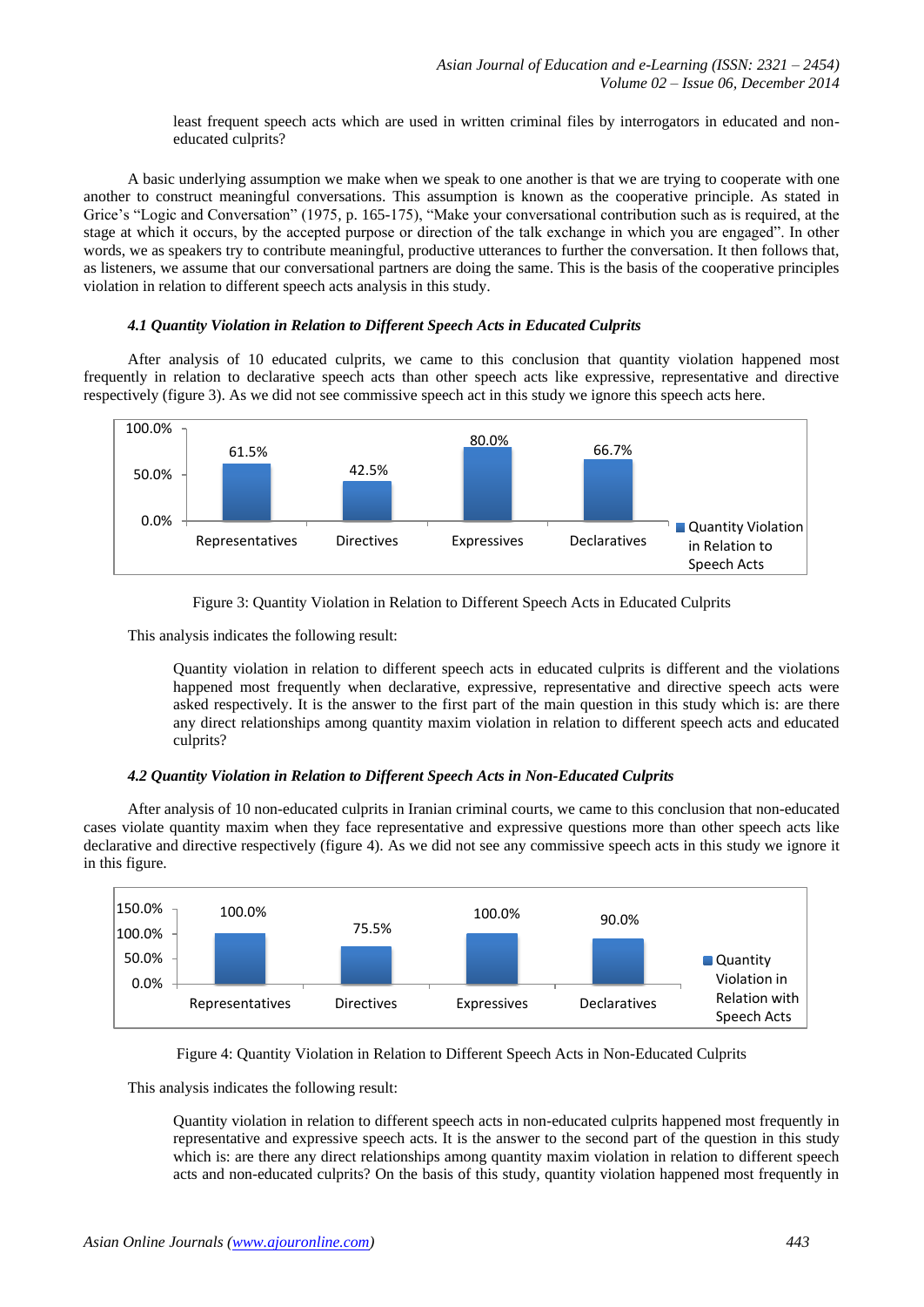least frequent speech acts which are used in written criminal files by interrogators in educated and non-educated culprits?

A basic underlying assumption we make when we speak to one another is that we are trying to cooperate with one another to construct meaningful conversations. This assumption is known as the cooperative principle. As stated in Grice's "Logic and Conversation" (1975, p. 165-175), "Make your conversational contribution such as is required, at the stage at which it occurs, by the accepted purpose or direction of the talk exchange in which you are engaged". In other words, we as speakers try to contribute meaningful, productive utterances to further the conversation. It then follows that, as listeners, we assume that our conversational partners are doing the same. This is the basis of the cooperative principles violation in relation to different speech acts analysis in this study.

### *4.1 Quantity Violation in Relation to Different Speech Acts in Educated Culprits*

After analysis of 10 educated culprits, we came to this conclusion that quantity violation happened most frequently in relation to declarative speech acts than other speech acts like expressive, representative and directive respectively (figure 3). As we did not see commissive speech act in this study we ignore this speech acts here.

| | Representatives | Directives | Expressives | Declaratives |
|---|---|---|---|---|
| Quantity Violation in Relation to Speech Acts | 61.5% | 42.5% | 80.0% | 66.7% |

Figure 3: Quantity Violation in Relation to Different Speech Acts in Educated Culprits

This analysis indicates the following result:

> Quantity violation in relation to different speech acts in educated culprits is different and the violations happened most frequently when declarative, expressive, representative and directive speech acts were asked respectively. It is the answer to the first part of the main question in this study which is: are there any direct relationships among quantity maxim violation in relation to different speech acts and educated culprits?

### *4.2 Quantity Violation in Relation to Different Speech Acts in Non-Educated Culprits*

After analysis of 10 non-educated culprits in Iranian criminal courts, we came to this conclusion that non-educated cases violate quantity maxim when they face representative and expressive questions more than other speech acts like declarative and directive respectively (figure 4). As we did not see any commissive speech acts in this study we ignore it in this figure.

| | Representatives | Directives | Expressives | Declaratives |
|---|---|---|---|---|
| Quantity Violation in Relation with Speech Acts | 100.0% | 75.5% | 100.0% | 90.0% |

Figure 4: Quantity Violation in Relation to Different Speech Acts in Non-Educated Culprits

This analysis indicates the following result:

> Quantity violation in relation to different speech acts in non-educated culprits happened most frequently in representative and expressive speech acts. It is the answer to the second part of the question in this study which is: are there any direct relationships among quantity maxim violation in relation to different speech acts and non-educated culprits? On the basis of this study, quantity violation happened most frequently in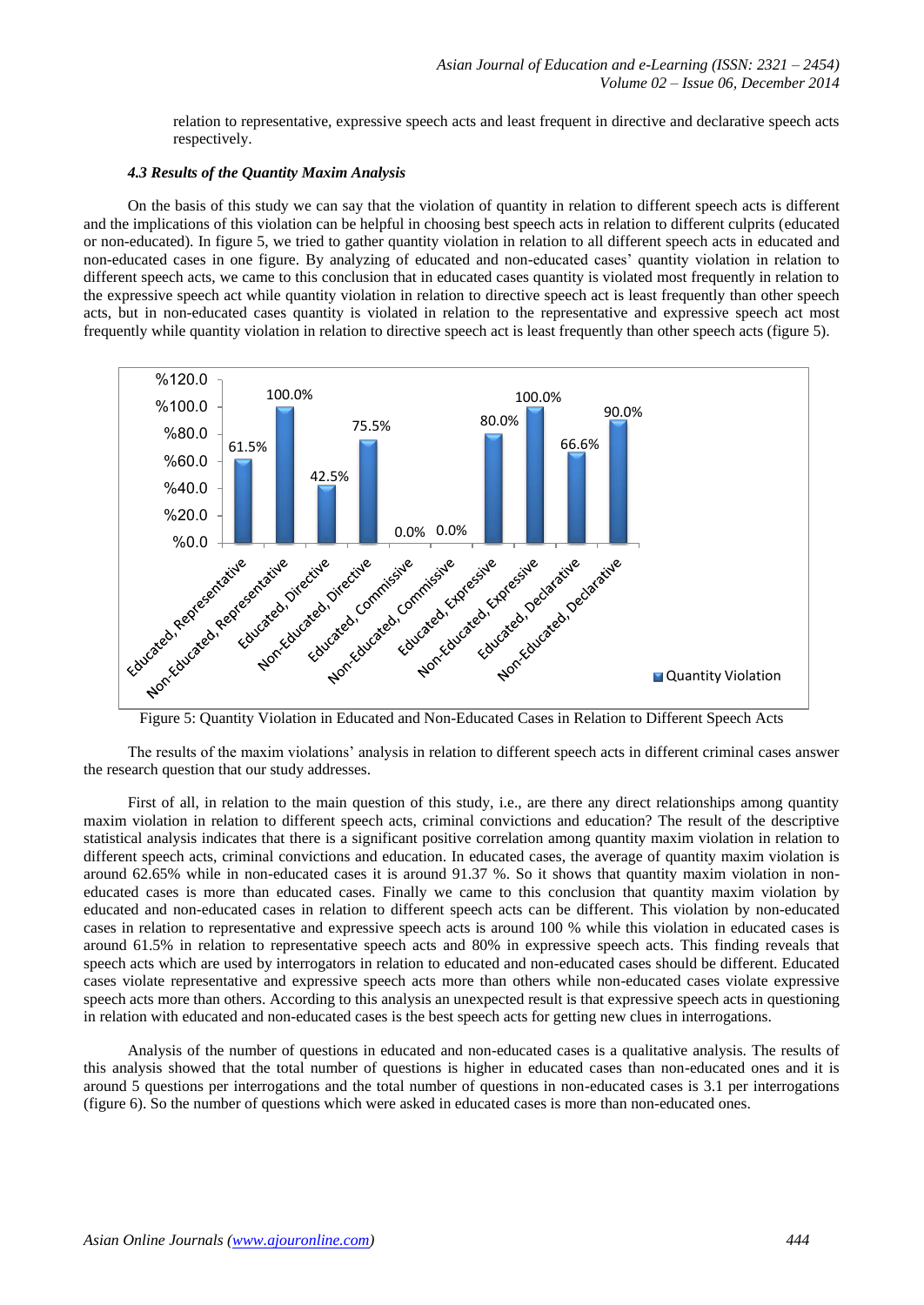relation to representative, expressive speech acts and least frequent in directive and declarative speech acts respectively.

### *4.3 Results of the Quantity Maxim Analysis*

On the basis of this study we can say that the violation of quantity in relation to different speech acts is different and the implications of this violation can be helpful in choosing best speech acts in relation to different culprits (educated or non-educated). In figure 5, we tried to gather quantity violation in relation to all different speech acts in educated and non-educated cases in one figure. By analyzing of educated and non-educated cases' quantity violation in relation to different speech acts, we came to this conclusion that in educated cases quantity is violated most frequently in relation to the expressive speech act while quantity violation in relation to directive speech act is least frequently than other speech acts, but in non-educated cases quantity is violated in relation to the representative and expressive speech act most frequently while quantity violation in relation to directive speech act is least frequently than other speech acts (figure 5).

| | Quantity Violation |
|---|---|
| Educated, Representative | 61.5% |
| Non-Educated, Representative | 100.0% |
| Educated, Directive | 42.5% |
| Non-Educated, Directive | 75.5% |
| Educated, Commissive | 0.0% |
| Non-Educated, Commissive | 0.0% |
| Educated, Expressive | 80.0% |
| Non-Educated, Expressive | 100.0% |
| Educated, Declarative | 66.6% |
| Non-Educated, Declarative | 90.0% |

Figure 5: Quantity Violation in Educated and Non-Educated Cases in Relation to Different Speech Acts

The results of the maxim violations' analysis in relation to different speech acts in different criminal cases answer the research question that our study addresses.

First of all, in relation to the main question of this study, i.e., are there any direct relationships among quantity maxim violation in relation to different speech acts, criminal convictions and education? The result of the descriptive statistical analysis indicates that there is a significant positive correlation among quantity maxim violation in relation to different speech acts, criminal convictions and education. In educated cases, the average of quantity maxim violation is around 62.65% while in non-educated cases it is around 91.37 %. So it shows that quantity maxim violation in non-educated cases is more than educated cases. Finally we came to this conclusion that quantity maxim violation by educated and non-educated cases in relation to different speech acts can be different. This violation by non-educated cases in relation to representative and expressive speech acts is around 100 % while this violation in educated cases is around 61.5% in relation to representative speech acts and 80% in expressive speech acts. This finding reveals that speech acts which are used by interrogators in relation to educated and non-educated cases should be different. Educated cases violate representative and expressive speech acts more than others while non-educated cases violate expressive speech acts more than others. According to this analysis an unexpected result is that expressive speech acts in questioning in relation with educated and non-educated cases is the best speech acts for getting new clues in interrogations.

Analysis of the number of questions in educated and non-educated cases is a qualitative analysis. The results of this analysis showed that the total number of questions is higher in educated cases than non-educated ones and it is around 5 questions per interrogations and the total number of questions in non-educated cases is 3.1 per interrogations (figure 6). So the number of questions which were asked in educated cases is more than non-educated ones.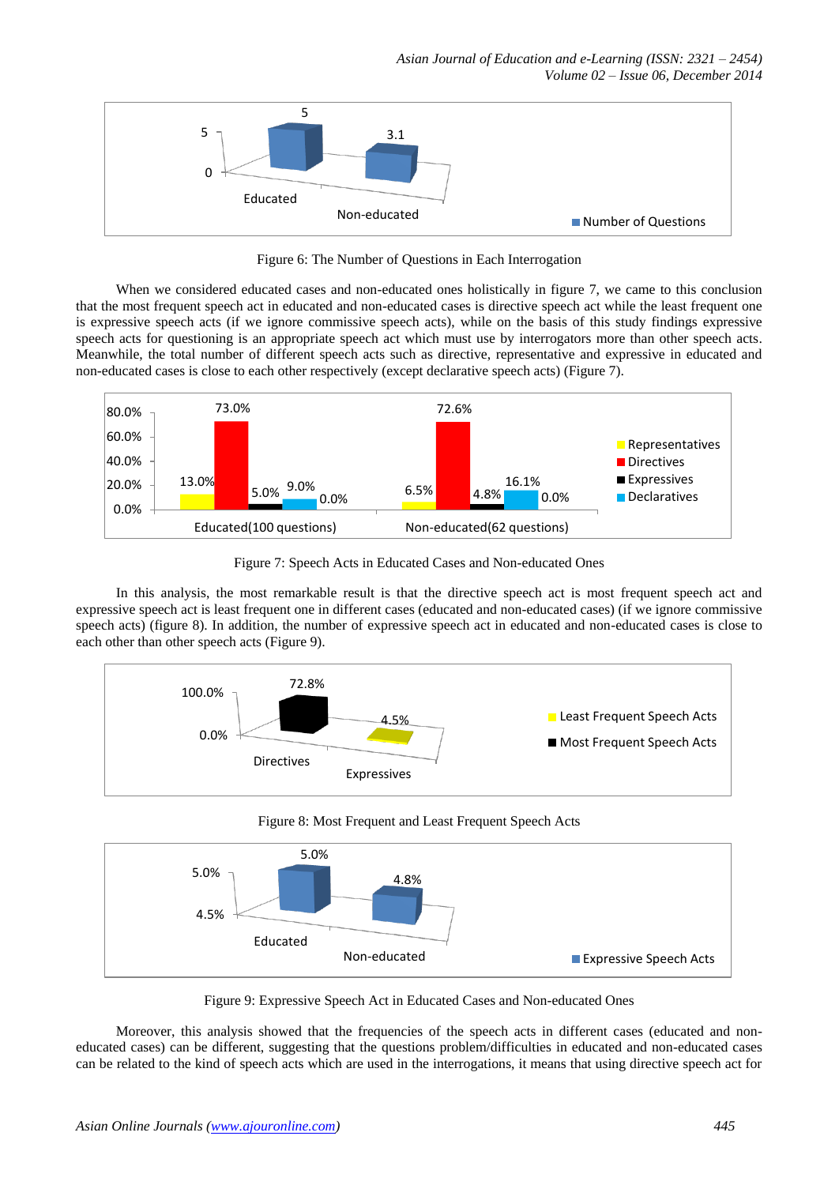Figure 6: The Number of Questions in Each Interrogation

When we considered educated cases and non-educated ones holistically in figure 7, we came to this conclusion that the most frequent speech act in educated and non-educated cases is directive speech act while the least frequent one is expressive speech acts (if we ignore commissive speech acts), while on the basis of this study findings expressive speech acts for questioning is an appropriate speech act which must use by interrogators more than other speech acts. Meanwhile, the total number of different speech acts such as directive, representative and expressive in educated and non-educated cases is close to each other respectively (except declarative speech acts) (Figure 7).

Figure 7: Speech Acts in Educated Cases and Non-educated Ones

In this analysis, the most remarkable result is that the directive speech act is most frequent speech act and expressive speech act is least frequent one in different cases (educated and non-educated cases) (if we ignore commissive speech acts) (figure 8). In addition, the number of expressive speech act in educated and non-educated cases is close to each other than other speech acts (Figure 9).

Figure 8: Most Frequent and Least Frequent Speech Acts

Figure 9: Expressive Speech Act in Educated Cases and Non-educated Ones

Moreover, this analysis showed that the frequencies of the speech acts in different cases (educated and non-educated cases) can be different, suggesting that the questions problem/difficulties in educated and non-educated cases can be related to the kind of speech acts which are used in the interrogations, it means that using directive speech act for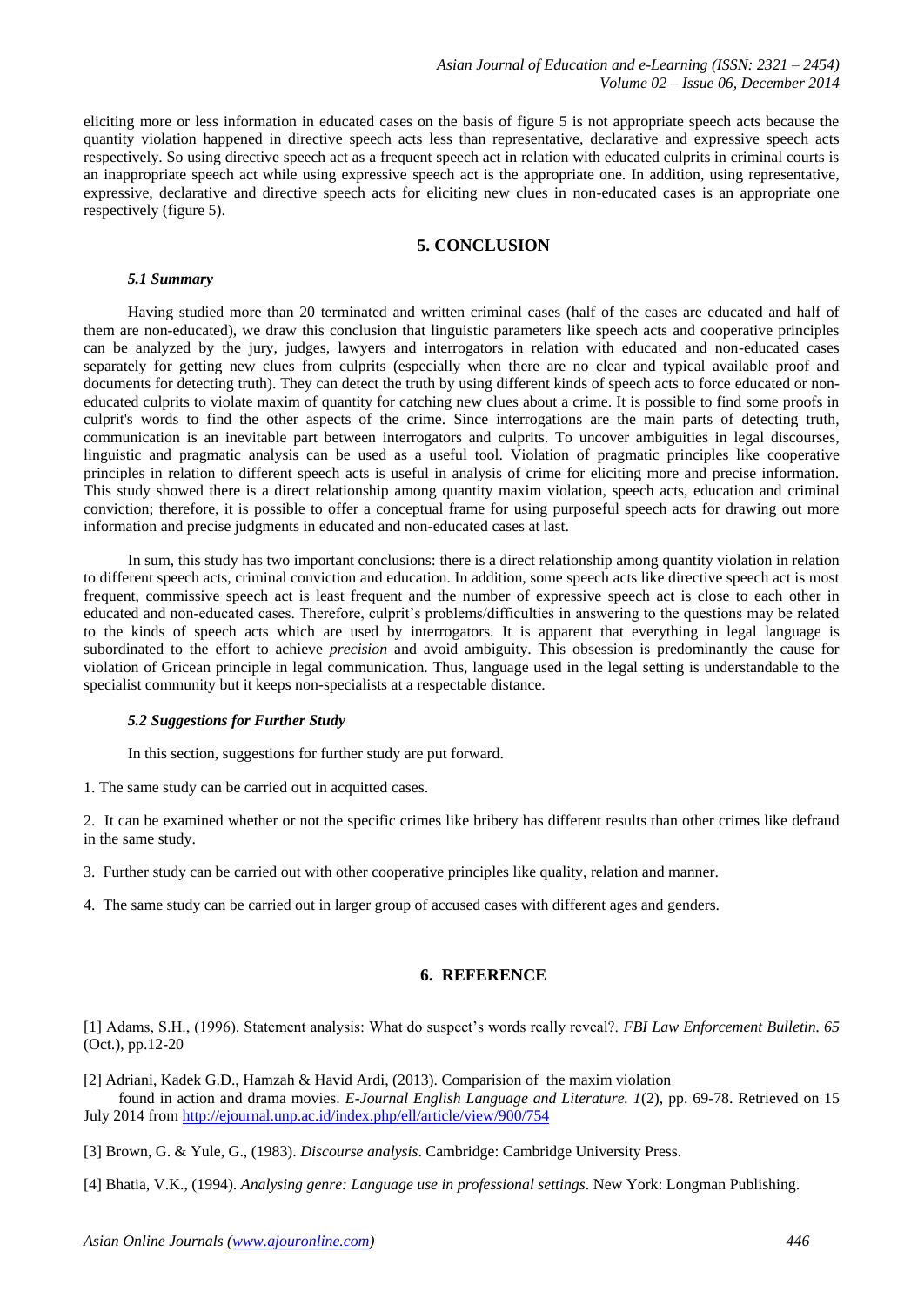eliciting more or less information in educated cases on the basis of figure 5 is not appropriate speech acts because the quantity violation happened in directive speech acts less than representative, declarative and expressive speech acts respectively. So using directive speech act as a frequent speech act in relation with educated culprits in criminal courts is an inappropriate speech act while using expressive speech act is the appropriate one. In addition, using representative, expressive, declarative and directive speech acts for eliciting new clues in non-educated cases is an appropriate one respectively (figure 5).

## 5. CONCLUSION

### *5.1 Summary*

Having studied more than 20 terminated and written criminal cases (half of the cases are educated and half of them are non-educated), we draw this conclusion that linguistic parameters like speech acts and cooperative principles can be analyzed by the jury, judges, lawyers and interrogators in relation with educated and non-educated cases separately for getting new clues from culprits (especially when there are no clear and typical available proof and documents for detecting truth). They can detect the truth by using different kinds of speech acts to force educated or non-educated culprits to violate maxim of quantity for catching new clues about a crime. It is possible to find some proofs in culprit's words to find the other aspects of the crime. Since interrogations are the main parts of detecting truth, communication is an inevitable part between interrogators and culprits. To uncover ambiguities in legal discourses, linguistic and pragmatic analysis can be used as a useful tool. Violation of pragmatic principles like cooperative principles in relation to different speech acts is useful in analysis of crime for eliciting more and precise information. This study showed there is a direct relationship among quantity maxim violation, speech acts, education and criminal conviction; therefore, it is possible to offer a conceptual frame for using purposeful speech acts for drawing out more information and precise judgments in educated and non-educated cases at last.

In sum, this study has two important conclusions: there is a direct relationship among quantity violation in relation to different speech acts, criminal conviction and education. In addition, some speech acts like directive speech act is most frequent, commissive speech act is least frequent and the number of expressive speech act is close to each other in educated and non-educated cases. Therefore, culprit's problems/difficulties in answering to the questions may be related to the kinds of speech acts which are used by interrogators. It is apparent that everything in legal language is subordinated to the effort to achieve *precision* and avoid ambiguity. This obsession is predominantly the cause for violation of Gricean principle in legal communication. Thus, language used in the legal setting is understandable to the specialist community but it keeps non-specialists at a respectable distance.

### *5.2 Suggestions for Further Study*

In this section, suggestions for further study are put forward.

1. The same study can be carried out in acquitted cases.

2. It can be examined whether or not the specific crimes like bribery has different results than other crimes like defraud in the same study.

3. Further study can be carried out with other cooperative principles like quality, relation and manner.

4. The same study can be carried out in larger group of accused cases with different ages and genders.

## 6. REFERENCE

[1] Adams, S.H., (1996). Statement analysis: What do suspect's words really reveal?. *FBI Law Enforcement Bulletin. 65* (Oct.), pp.12-20

[2] Adriani, Kadek G.D., Hamzah & Havid Ardi, (2013). Comparision of the maxim violation found in action and drama movies. *E-Journal English Language and Literature. 1*(2), pp. 69-78. Retrieved on 15 July 2014 from http://ejournal.unp.ac.id/index.php/ell/article/view/900/754

[3] Brown, G. & Yule, G., (1983). *Discourse analysis*. Cambridge: Cambridge University Press.

[4] Bhatia, V.K., (1994). *Analysing genre: Language use in professional settings*. New York: Longman Publishing.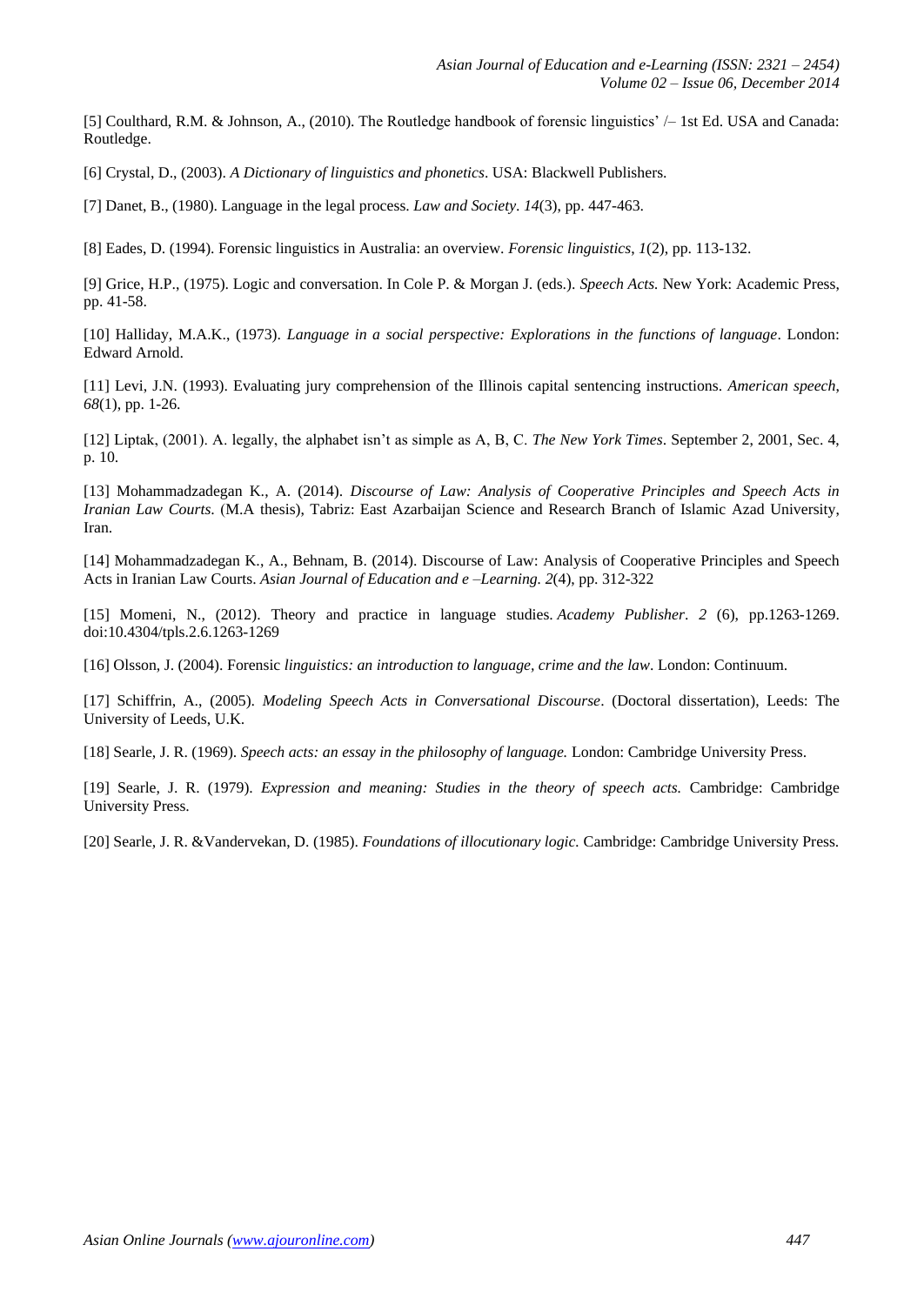[5] Coulthard, R.M. & Johnson, A., (2010). The Routledge handbook of forensic linguistics' /– 1st Ed. USA and Canada: Routledge.

[6] Crystal, D., (2003). *A Dictionary of linguistics and phonetics*. USA: Blackwell Publishers.

[7] Danet, B., (1980). Language in the legal process. *Law and Society*. *14*(3), pp. 447-463.

[8] Eades, D. (1994). Forensic linguistics in Australia: an overview. *Forensic linguistics*, *1*(2), pp. 113-132.

[9] Grice, H.P., (1975). Logic and conversation. In Cole P. & Morgan J. (eds.). *Speech Acts.* New York: Academic Press, pp. 41-58.

[10] Halliday, M.A.K., (1973). *Language in a social perspective: Explorations in the functions of language*. London: Edward Arnold.

[11] Levi, J.N. (1993). Evaluating jury comprehension of the Illinois capital sentencing instructions. *American speech*, *68*(1), pp. 1-26.

[12] Liptak, (2001). A. legally, the alphabet isn't as simple as A, B, C. *The New York Times*. September 2, 2001, Sec. 4, p. 10.

[13] Mohammadzadegan K., A. (2014). *Discourse of Law: Analysis of Cooperative Principles and Speech Acts in Iranian Law Courts.* (M.A thesis), Tabriz: East Azarbaijan Science and Research Branch of Islamic Azad University, Iran.

[14] Mohammadzadegan K., A., Behnam, B. (2014). Discourse of Law: Analysis of Cooperative Principles and Speech Acts in Iranian Law Courts. *Asian Journal of Education and e –Learning. 2*(4), pp. 312-322

[15] Momeni, N., (2012). Theory and practice in language studies. *Academy Publisher*. *2* (6), pp.1263-1269. doi:10.4304/tpls.2.6.1263-1269

[16] Olsson, J. (2004). Forensic *linguistics: an introduction to language, crime and the law*. London: Continuum.

[17] Schiffrin, A., (2005). *Modeling Speech Acts in Conversational Discourse*. (Doctoral dissertation), Leeds: The University of Leeds, U.K.

[18] Searle, J. R. (1969). *Speech acts: an essay in the philosophy of language.* London: Cambridge University Press.

[19] Searle, J. R. (1979). *Expression and meaning: Studies in the theory of speech acts.* Cambridge: Cambridge University Press.

[20] Searle, J. R. &Vandervekan, D. (1985). *Foundations of illocutionary logic.* Cambridge: Cambridge University Press.